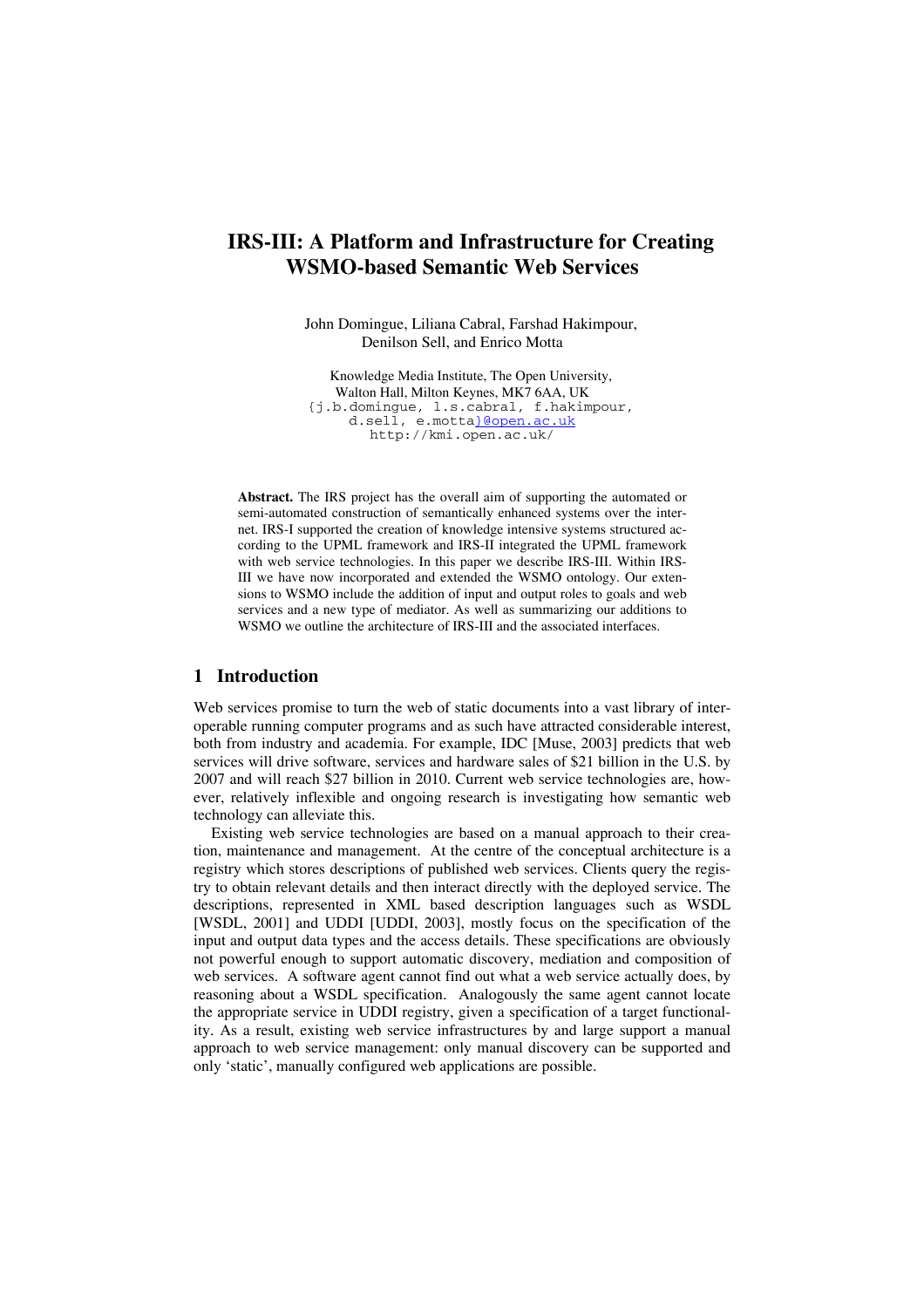# IRS-III: A Platform and Infrastructure for Creating WSMO-based Semantic Web Services

John Domingue, Liliana Cabral, Farshad Hakimpour, Denilson Sell, and Enrico Motta

Knowledge Media Institute, The Open University,
Walton Hall, Milton Keynes, MK7 6AA, UK
{j.b.domingue, l.s.cabral, f.hakimpour, d.sell, e.motta}@open.ac.uk
http://kmi.open.ac.uk/

**Abstract.** The IRS project has the overall aim of supporting the automated or semi-automated construction of semantically enhanced systems over the internet. IRS-I supported the creation of knowledge intensive systems structured according to the UPML framework and IRS-II integrated the UPML framework with web service technologies. In this paper we describe IRS-III. Within IRS-III we have now incorporated and extended the WSMO ontology. Our extensions to WSMO include the addition of input and output roles to goals and web services and a new type of mediator. As well as summarizing our additions to WSMO we outline the architecture of IRS-III and the associated interfaces.

## 1 Introduction

Web services promise to turn the web of static documents into a vast library of interoperable running computer programs and as such have attracted considerable interest, both from industry and academia. For example, IDC [Muse, 2003] predicts that web services will drive software, services and hardware sales of $21 billion in the U.S. by 2007 and will reach $27 billion in 2010. Current web service technologies are, however, relatively inflexible and ongoing research is investigating how semantic web technology can alleviate this.

Existing web service technologies are based on a manual approach to their creation, maintenance and management. At the centre of the conceptual architecture is a registry which stores descriptions of published web services. Clients query the registry to obtain relevant details and then interact directly with the deployed service. The descriptions, represented in XML based description languages such as WSDL [WSDL, 2001] and UDDI [UDDI, 2003], mostly focus on the specification of the input and output data types and the access details. These specifications are obviously not powerful enough to support automatic discovery, mediation and composition of web services. A software agent cannot find out what a web service actually does, by reasoning about a WSDL specification. Analogously the same agent cannot locate the appropriate service in UDDI registry, given a specification of a target functionality. As a result, existing web service infrastructures by and large support a manual approach to web service management: only manual discovery can be supported and only 'static', manually configured web applications are possible.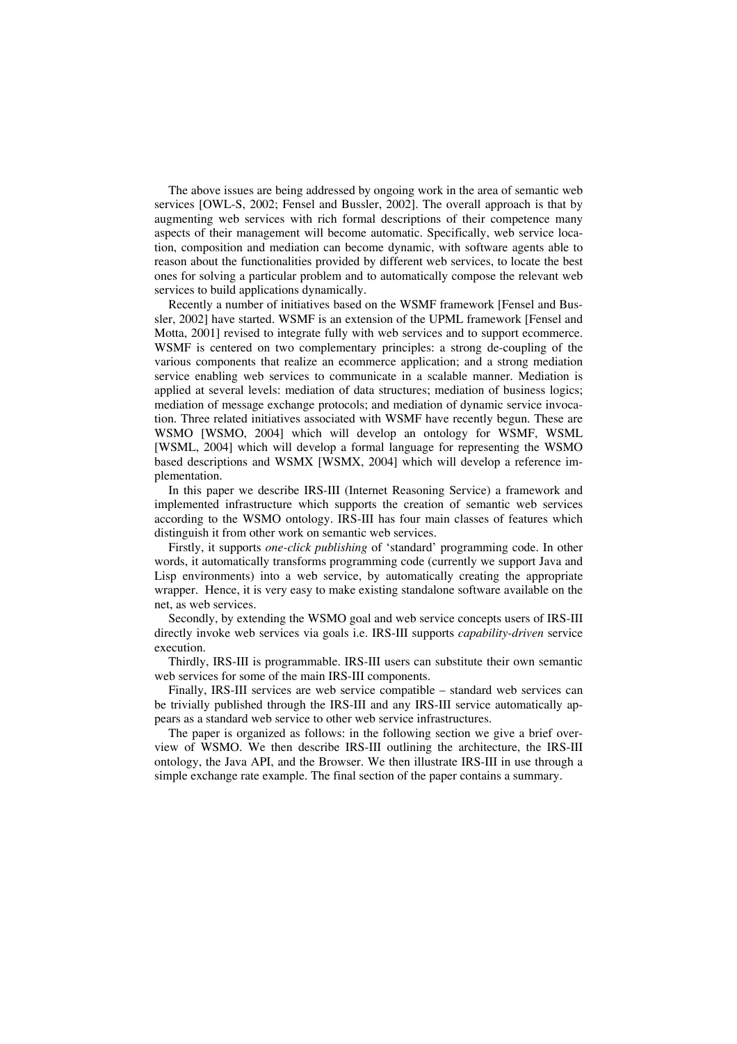The above issues are being addressed by ongoing work in the area of semantic web services [OWL-S, 2002; Fensel and Bussler, 2002]. The overall approach is that by augmenting web services with rich formal descriptions of their competence many aspects of their management will become automatic. Specifically, web service location, composition and mediation can become dynamic, with software agents able to reason about the functionalities provided by different web services, to locate the best ones for solving a particular problem and to automatically compose the relevant web services to build applications dynamically.

Recently a number of initiatives based on the WSMF framework [Fensel and Bussler, 2002] have started. WSMF is an extension of the UPML framework [Fensel and Motta, 2001] revised to integrate fully with web services and to support ecommerce. WSMF is centered on two complementary principles: a strong de-coupling of the various components that realize an ecommerce application; and a strong mediation service enabling web services to communicate in a scalable manner. Mediation is applied at several levels: mediation of data structures; mediation of business logics; mediation of message exchange protocols; and mediation of dynamic service invocation. Three related initiatives associated with WSMF have recently begun. These are WSMO [WSMO, 2004] which will develop an ontology for WSMF, WSML [WSML, 2004] which will develop a formal language for representing the WSMO based descriptions and WSMX [WSMX, 2004] which will develop a reference implementation.

In this paper we describe IRS-III (Internet Reasoning Service) a framework and implemented infrastructure which supports the creation of semantic web services according to the WSMO ontology. IRS-III has four main classes of features which distinguish it from other work on semantic web services.

Firstly, it supports *one-click publishing* of 'standard' programming code. In other words, it automatically transforms programming code (currently we support Java and Lisp environments) into a web service, by automatically creating the appropriate wrapper. Hence, it is very easy to make existing standalone software available on the net, as web services.

Secondly, by extending the WSMO goal and web service concepts users of IRS-III directly invoke web services via goals i.e. IRS-III supports *capability-driven* service execution.

Thirdly, IRS-III is programmable. IRS-III users can substitute their own semantic web services for some of the main IRS-III components.

Finally, IRS-III services are web service compatible – standard web services can be trivially published through the IRS-III and any IRS-III service automatically appears as a standard web service to other web service infrastructures.

The paper is organized as follows: in the following section we give a brief overview of WSMO. We then describe IRS-III outlining the architecture, the IRS-III ontology, the Java API, and the Browser. We then illustrate IRS-III in use through a simple exchange rate example. The final section of the paper contains a summary.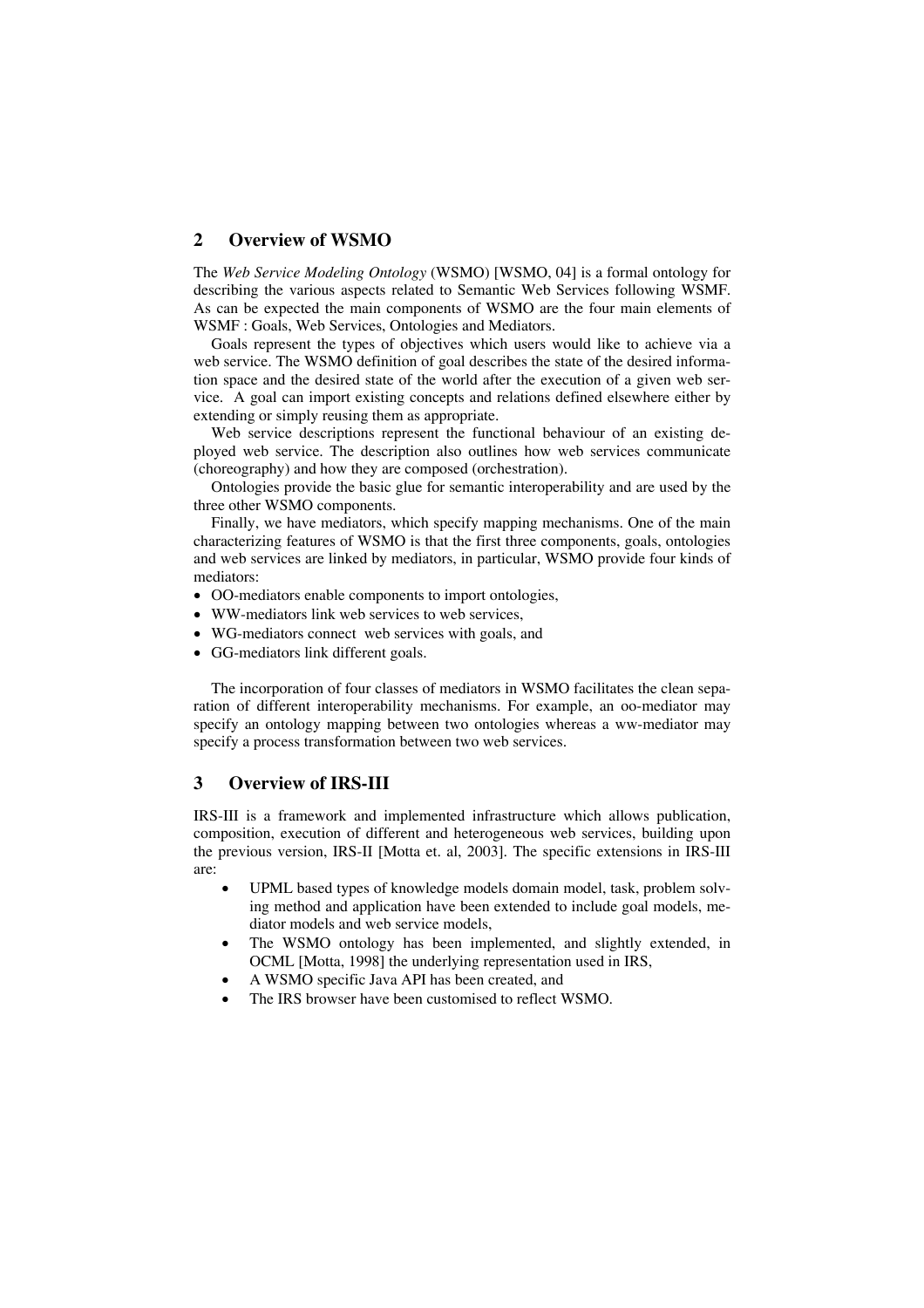## 2 Overview of WSMO

The *Web Service Modeling Ontology* (WSMO) [WSMO, 04] is a formal ontology for describing the various aspects related to Semantic Web Services following WSMF. As can be expected the main components of WSMO are the four main elements of WSMF : Goals, Web Services, Ontologies and Mediators.

Goals represent the types of objectives which users would like to achieve via a web service. The WSMO definition of goal describes the state of the desired information space and the desired state of the world after the execution of a given web service. A goal can import existing concepts and relations defined elsewhere either by extending or simply reusing them as appropriate.

Web service descriptions represent the functional behaviour of an existing deployed web service. The description also outlines how web services communicate (choreography) and how they are composed (orchestration).

Ontologies provide the basic glue for semantic interoperability and are used by the three other WSMO components.

Finally, we have mediators, which specify mapping mechanisms. One of the main characterizing features of WSMO is that the first three components, goals, ontologies and web services are linked by mediators, in particular, WSMO provide four kinds of mediators:

- OO-mediators enable components to import ontologies,
- WW-mediators link web services to web services,
- WG-mediators connect web services with goals, and
- GG-mediators link different goals.

The incorporation of four classes of mediators in WSMO facilitates the clean separation of different interoperability mechanisms. For example, an oo-mediator may specify an ontology mapping between two ontologies whereas a ww-mediator may specify a process transformation between two web services.

## 3 Overview of IRS-III

IRS-III is a framework and implemented infrastructure which allows publication, composition, execution of different and heterogeneous web services, building upon the previous version, IRS-II [Motta et. al, 2003]. The specific extensions in IRS-III are:

- UPML based types of knowledge models domain model, task, problem solving method and application have been extended to include goal models, mediator models and web service models,
- The WSMO ontology has been implemented, and slightly extended, in OCML [Motta, 1998] the underlying representation used in IRS,
- A WSMO specific Java API has been created, and
- The IRS browser have been customised to reflect WSMO.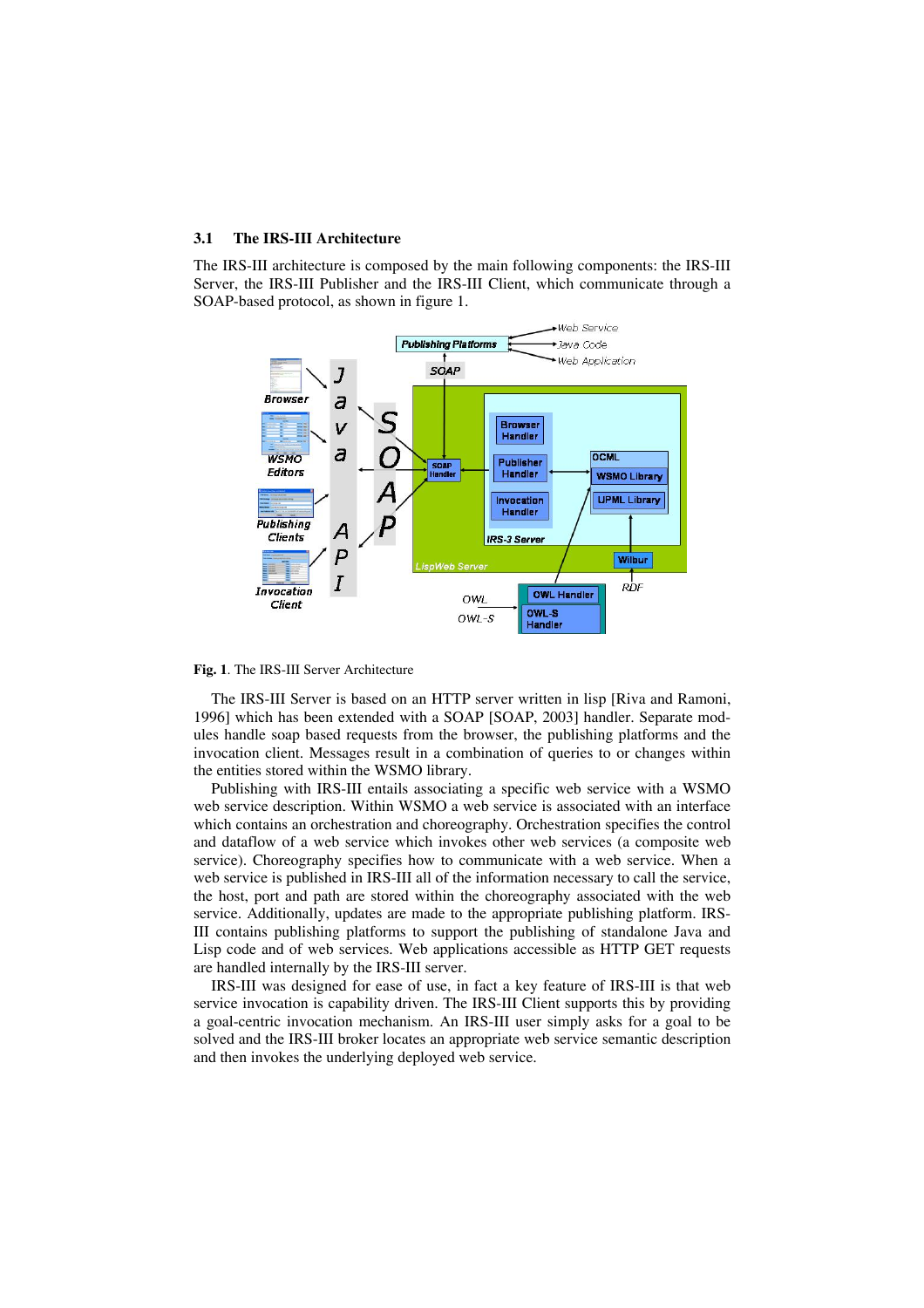### 3.1 The IRS-III Architecture

The IRS-III architecture is composed by the main following components: the IRS-III Server, the IRS-III Publisher and the IRS-III Client, which communicate through a SOAP-based protocol, as shown in figure 1.

**Fig. 1**. The IRS-III Server Architecture

The IRS-III Server is based on an HTTP server written in lisp [Riva and Ramoni, 1996] which has been extended with a SOAP [SOAP, 2003] handler. Separate modules handle soap based requests from the browser, the publishing platforms and the invocation client. Messages result in a combination of queries to or changes within the entities stored within the WSMO library.

Publishing with IRS-III entails associating a specific web service with a WSMO web service description. Within WSMO a web service is associated with an interface which contains an orchestration and choreography. Orchestration specifies the control and dataflow of a web service which invokes other web services (a composite web service). Choreography specifies how to communicate with a web service. When a web service is published in IRS-III all of the information necessary to call the service, the host, port and path are stored within the choreography associated with the web service. Additionally, updates are made to the appropriate publishing platform. IRS-III contains publishing platforms to support the publishing of standalone Java and Lisp code and of web services. Web applications accessible as HTTP GET requests are handled internally by the IRS-III server.

IRS-III was designed for ease of use, in fact a key feature of IRS-III is that web service invocation is capability driven. The IRS-III Client supports this by providing a goal-centric invocation mechanism. An IRS-III user simply asks for a goal to be solved and the IRS-III broker locates an appropriate web service semantic description and then invokes the underlying deployed web service.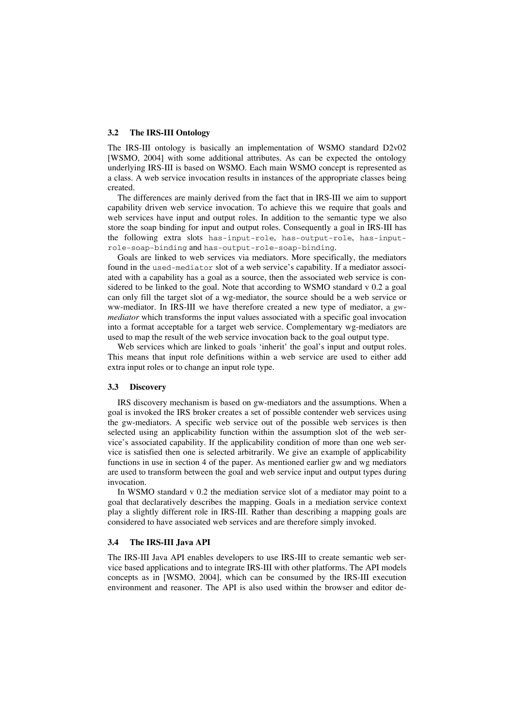### 3.2 The IRS-III Ontology

The IRS-III ontology is basically an implementation of WSMO standard D2v02 [WSMO, 2004] with some additional attributes. As can be expected the ontology underlying IRS-III is based on WSMO. Each main WSMO concept is represented as a class. A web service invocation results in instances of the appropriate classes being created.

The differences are mainly derived from the fact that in IRS-III we aim to support capability driven web service invocation. To achieve this we require that goals and web services have input and output roles. In addition to the semantic type we also store the soap binding for input and output roles. Consequently a goal in IRS-III has the following extra slots `has-input-role`, `has-output-role`, `has-input-role-soap-binding` and `has-output-role-soap-binding`.

Goals are linked to web services via mediators. More specifically, the mediators found in the `used-mediator` slot of a web service's capability. If a mediator associated with a capability has a goal as a source, then the associated web service is considered to be linked to the goal. Note that according to WSMO standard v 0.2 a goal can only fill the target slot of a wg-mediator, the source should be a web service or ww-mediator. In IRS-III we have therefore created a new type of mediator, a *gw-mediator* which transforms the input values associated with a specific goal invocation into a format acceptable for a target web service. Complementary wg-mediators are used to map the result of the web service invocation back to the goal output type.

Web services which are linked to goals 'inherit' the goal's input and output roles. This means that input role definitions within a web service are used to either add extra input roles or to change an input role type.

### 3.3 Discovery

IRS discovery mechanism is based on gw-mediators and the assumptions. When a goal is invoked the IRS broker creates a set of possible contender web services using the gw-mediators. A specific web service out of the possible web services is then selected using an applicability function within the assumption slot of the web service's associated capability. If the applicability condition of more than one web service is satisfied then one is selected arbitrarily. We give an example of applicability functions in use in section 4 of the paper. As mentioned earlier gw and wg mediators are used to transform between the goal and web service input and output types during invocation.

In WSMO standard v 0.2 the mediation service slot of a mediator may point to a goal that declaratively describes the mapping. Goals in a mediation service context play a slightly different role in IRS-III. Rather than describing a mapping goals are considered to have associated web services and are therefore simply invoked.

### 3.4 The IRS-III Java API

The IRS-III Java API enables developers to use IRS-III to create semantic web service based applications and to integrate IRS-III with other platforms. The API models concepts as in [WSMO, 2004], which can be consumed by the IRS-III execution environment and reasoner. The API is also used within the browser and editor de-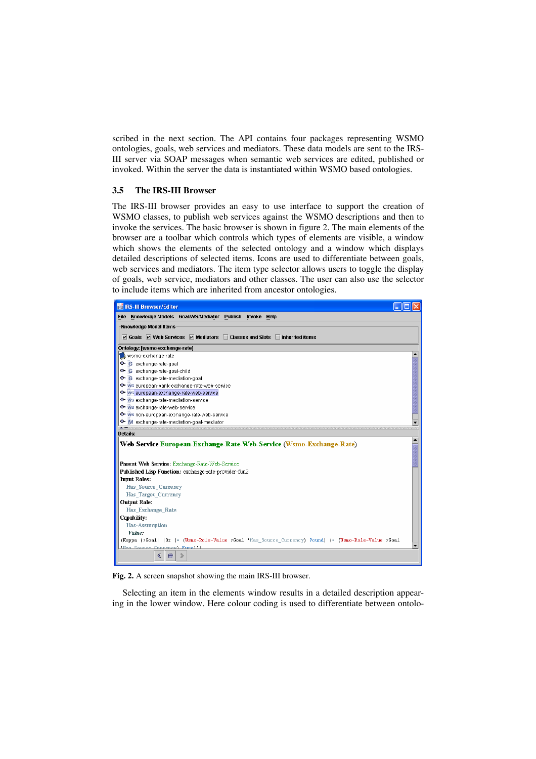scribed in the next section. The API contains four packages representing WSMO ontologies, goals, web services and mediators. These data models are sent to the IRS-III server via SOAP messages when semantic web services are edited, published or invoked. Within the server the data is instantiated within WSMO based ontologies.

### 3.5 The IRS-III Browser

The IRS-III browser provides an easy to use interface to support the creation of WSMO classes, to publish web services against the WSMO descriptions and then to invoke the services. The basic browser is shown in figure 2. The main elements of the browser are a toolbar which controls which types of elements are visible, a window which shows the elements of the selected ontology and a window which displays detailed descriptions of selected items. Icons are used to differentiate between goals, web services and mediators. The item type selector allows users to toggle the display of goals, web service, mediators and other classes. The user can also use the selector to include items which are inherited from ancestor ontologies.

**Fig. 2.** A screen snapshot showing the main IRS-III browser.

Selecting an item in the elements window results in a detailed description appearing in the lower window. Here colour coding is used to differentiate between ontolo-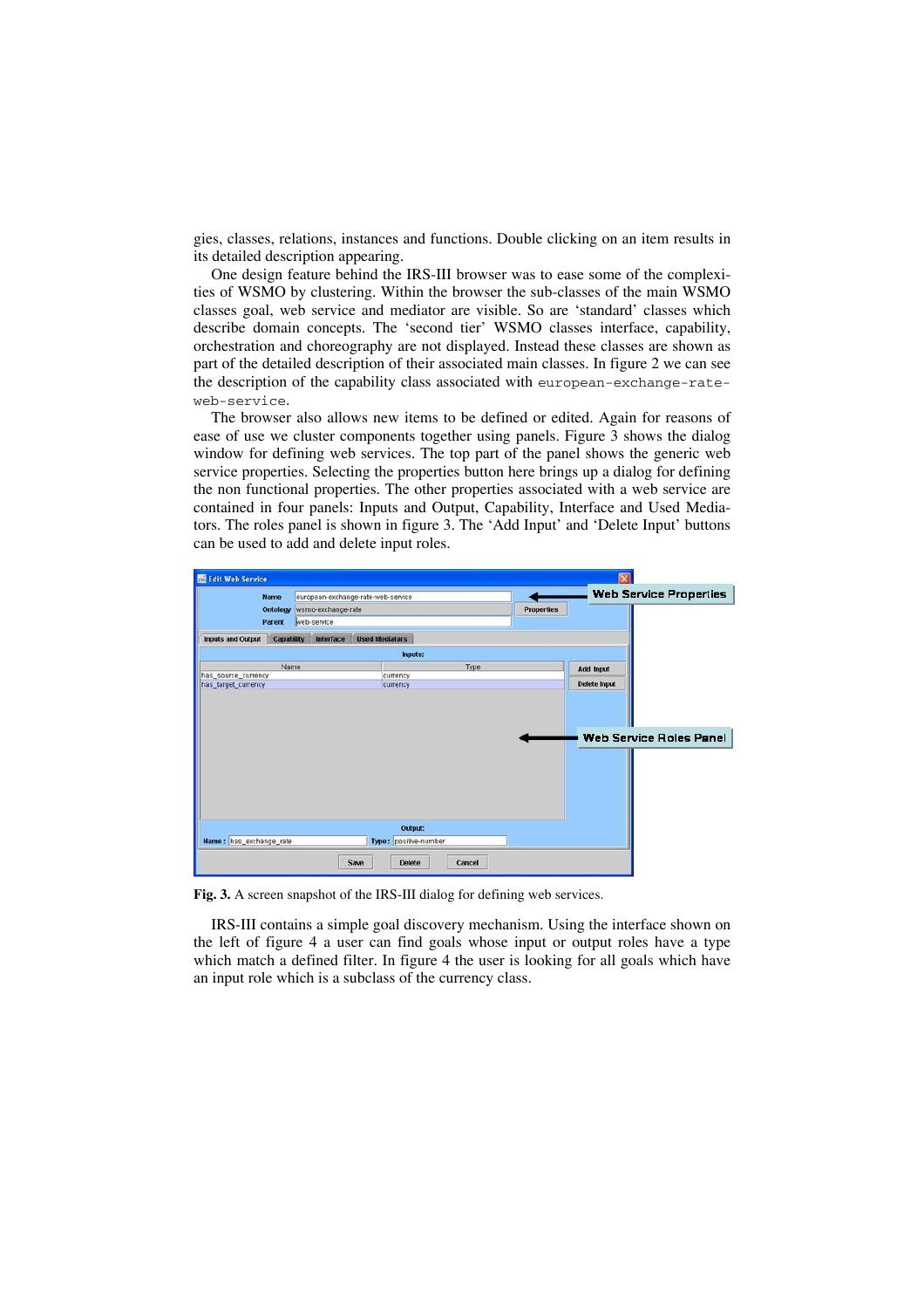gies, classes, relations, instances and functions. Double clicking on an item results in its detailed description appearing.

One design feature behind the IRS-III browser was to ease some of the complexities of WSMO by clustering. Within the browser the sub-classes of the main WSMO classes goal, web service and mediator are visible. So are 'standard' classes which describe domain concepts. The 'second tier' WSMO classes interface, capability, orchestration and choreography are not displayed. Instead these classes are shown as part of the detailed description of their associated main classes. In figure 2 we can see the description of the capability class associated with `european-exchange-rate-web-service`.

The browser also allows new items to be defined or edited. Again for reasons of ease of use we cluster components together using panels. Figure 3 shows the dialog window for defining web services. The top part of the panel shows the generic web service properties. Selecting the properties button here brings up a dialog for defining the non functional properties. The other properties associated with a web service are contained in four panels: Inputs and Output, Capability, Interface and Used Mediators. The roles panel is shown in figure 3. The 'Add Input' and 'Delete Input' buttons can be used to add and delete input roles.

**Fig. 3.** A screen snapshot of the IRS-III dialog for defining web services.

IRS-III contains a simple goal discovery mechanism. Using the interface shown on the left of figure 4 a user can find goals whose input or output roles have a type which match a defined filter. In figure 4 the user is looking for all goals which have an input role which is a subclass of the currency class.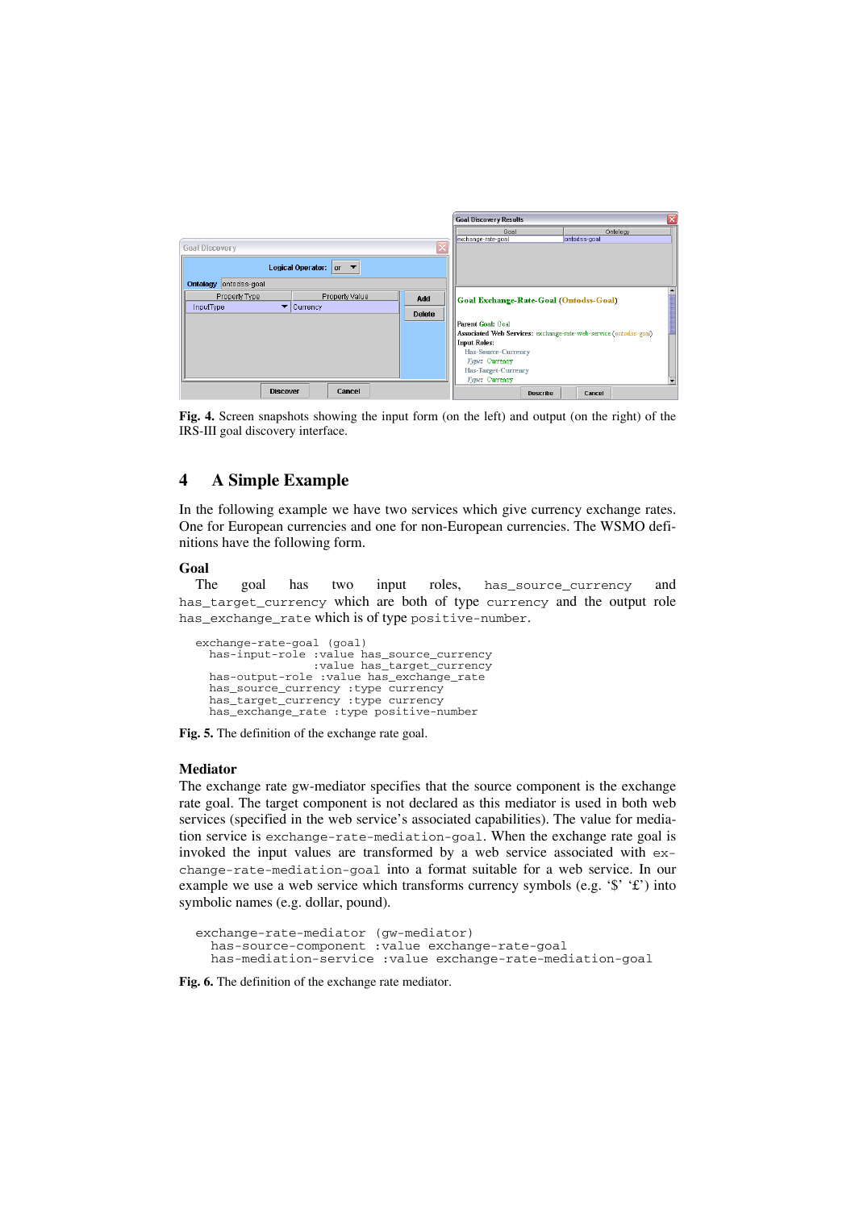**Fig. 4.** Screen snapshots showing the input form (on the left) and output (on the right) of the IRS-III goal discovery interface.

## 4 A Simple Example

In the following example we have two services which give currency exchange rates. One for European currencies and one for non-European currencies. The WSMO definitions have the following form.

### Goal

The goal has two input roles, `has_source_currency` and `has_target_currency` which are both of type `currency` and the output role `has_exchange_rate` which is of type `positive-number`.

```
exchange-rate-goal (goal)
  has-input-role :value has_source_currency
                 :value has_target_currency
  has-output-role :value has_exchange_rate
  has_source_currency :type currency
  has_target_currency :type currency
  has_exchange_rate :type positive-number
```

**Fig. 5.** The definition of the exchange rate goal.

### Mediator

The exchange rate gw-mediator specifies that the source component is the exchange rate goal. The target component is not declared as this mediator is used in both web services (specified in the web service's associated capabilities). The value for mediation service is `exchange-rate-mediation-goal`. When the exchange rate goal is invoked the input values are transformed by a web service associated with `exchange-rate-mediation-goal` into a format suitable for a web service. In our example we use a web service which transforms currency symbols (e.g. '$' '£') into symbolic names (e.g. dollar, pound).

```
exchange-rate-mediator (gw-mediator)
  has-source-component :value exchange-rate-goal
  has-mediation-service :value exchange-rate-mediation-goal
```

**Fig. 6.** The definition of the exchange rate mediator.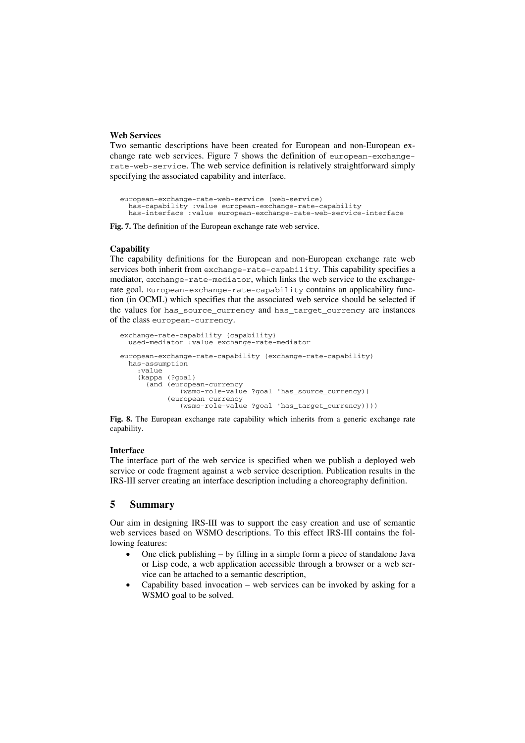### Web Services

Two semantic descriptions have been created for European and non-European exchange rate web services. Figure 7 shows the definition of `european-exchange-rate-web-service`. The web service definition is relatively straightforward simply specifying the associated capability and interface.

```
european-exchange-rate-web-service (web-service)
  has-capability :value european-exchange-rate-capability
  has-interface :value european-exchange-rate-web-service-interface
```

**Fig. 7.** The definition of the European exchange rate web service.

### Capability

The capability definitions for the European and non-European exchange rate web services both inherit from `exchange-rate-capability`. This capability specifies a mediator, `exchange-rate-mediator`, which links the web service to the exchange-rate goal. `European-exchange-rate-capability` contains an applicability function (in OCML) which specifies that the associated web service should be selected if the values for `has_source_currency` and `has_target_currency` are instances of the class `european-currency`.

```
exchange-rate-capability (capability)
  used-mediator :value exchange-rate-mediator

european-exchange-rate-capability (exchange-rate-capability)
  has-assumption
    :value
    (kappa (?goal)
      (and (european-currency
              (wsmo-role-value ?goal 'has_source_currency))
           (european-currency
              (wsmo-role-value ?goal 'has_target_currency))))
```

**Fig. 8.** The European exchange rate capability which inherits from a generic exchange rate capability.

### Interface

The interface part of the web service is specified when we publish a deployed web service or code fragment against a web service description. Publication results in the IRS-III server creating an interface description including a choreography definition.

## 5 Summary

Our aim in designing IRS-III was to support the easy creation and use of semantic web services based on WSMO descriptions. To this effect IRS-III contains the following features:

- One click publishing – by filling in a simple form a piece of standalone Java or Lisp code, a web application accessible through a browser or a web service can be attached to a semantic description,
- Capability based invocation – web services can be invoked by asking for a WSMO goal to be solved.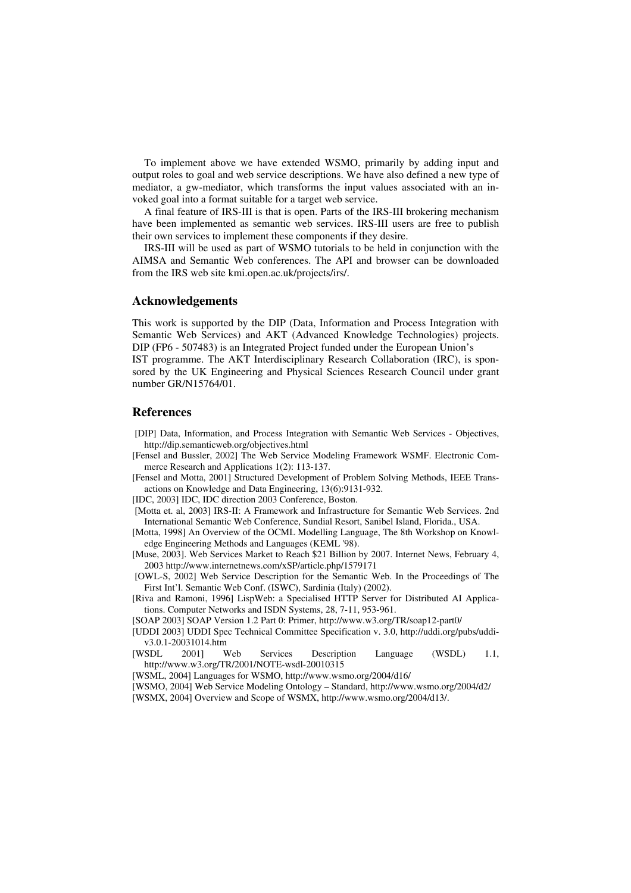To implement above we have extended WSMO, primarily by adding input and output roles to goal and web service descriptions. We have also defined a new type of mediator, a gw-mediator, which transforms the input values associated with an invoked goal into a format suitable for a target web service.

A final feature of IRS-III is that is open. Parts of the IRS-III brokering mechanism have been implemented as semantic web services. IRS-III users are free to publish their own services to implement these components if they desire.

IRS-III will be used as part of WSMO tutorials to be held in conjunction with the AIMSA and Semantic Web conferences. The API and browser can be downloaded from the IRS web site kmi.open.ac.uk/projects/irs/.

## Acknowledgements

This work is supported by the DIP (Data, Information and Process Integration with Semantic Web Services) and AKT (Advanced Knowledge Technologies) projects. DIP (FP6 - 507483) is an Integrated Project funded under the European Union's IST programme. The AKT Interdisciplinary Research Collaboration (IRC), is sponsored by the UK Engineering and Physical Sciences Research Council under grant number GR/N15764/01.

## References

[DIP] Data, Information, and Process Integration with Semantic Web Services - Objectives, http://dip.semanticweb.org/objectives.html

[Fensel and Bussler, 2002] The Web Service Modeling Framework WSMF. Electronic Commerce Research and Applications 1(2): 113-137.

[Fensel and Motta, 2001] Structured Development of Problem Solving Methods, IEEE Transactions on Knowledge and Data Engineering, 13(6):9131-932.

[IDC, 2003] IDC, IDC direction 2003 Conference, Boston.

[Motta et. al, 2003] IRS-II: A Framework and Infrastructure for Semantic Web Services. 2nd International Semantic Web Conference, Sundial Resort, Sanibel Island, Florida., USA.

[Motta, 1998] An Overview of the OCML Modelling Language, The 8th Workshop on Knowledge Engineering Methods and Languages (KEML '98).

[Muse, 2003]. Web Services Market to Reach $21 Billion by 2007. Internet News, February 4, 2003 http://www.internetnews.com/xSP/article.php/1579171

[OWL-S, 2002] Web Service Description for the Semantic Web. In the Proceedings of The First Int'l. Semantic Web Conf. (ISWC), Sardinia (Italy) (2002).

[Riva and Ramoni, 1996] LispWeb: a Specialised HTTP Server for Distributed AI Applications. Computer Networks and ISDN Systems, 28, 7-11, 953-961.

[SOAP 2003] SOAP Version 1.2 Part 0: Primer, http://www.w3.org/TR/soap12-part0/

[UDDI 2003] UDDI Spec Technical Committee Specification v. 3.0, http://uddi.org/pubs/uddi-v3.0.1-20031014.htm

[WSDL 2001] Web Services Description Language (WSDL) 1.1, http://www.w3.org/TR/2001/NOTE-wsdl-20010315

[WSML, 2004] Languages for WSMO, http://www.wsmo.org/2004/d16/

[WSMO, 2004] Web Service Modeling Ontology – Standard, http://www.wsmo.org/2004/d2/

[WSMX, 2004] Overview and Scope of WSMX, http://www.wsmo.org/2004/d13/.